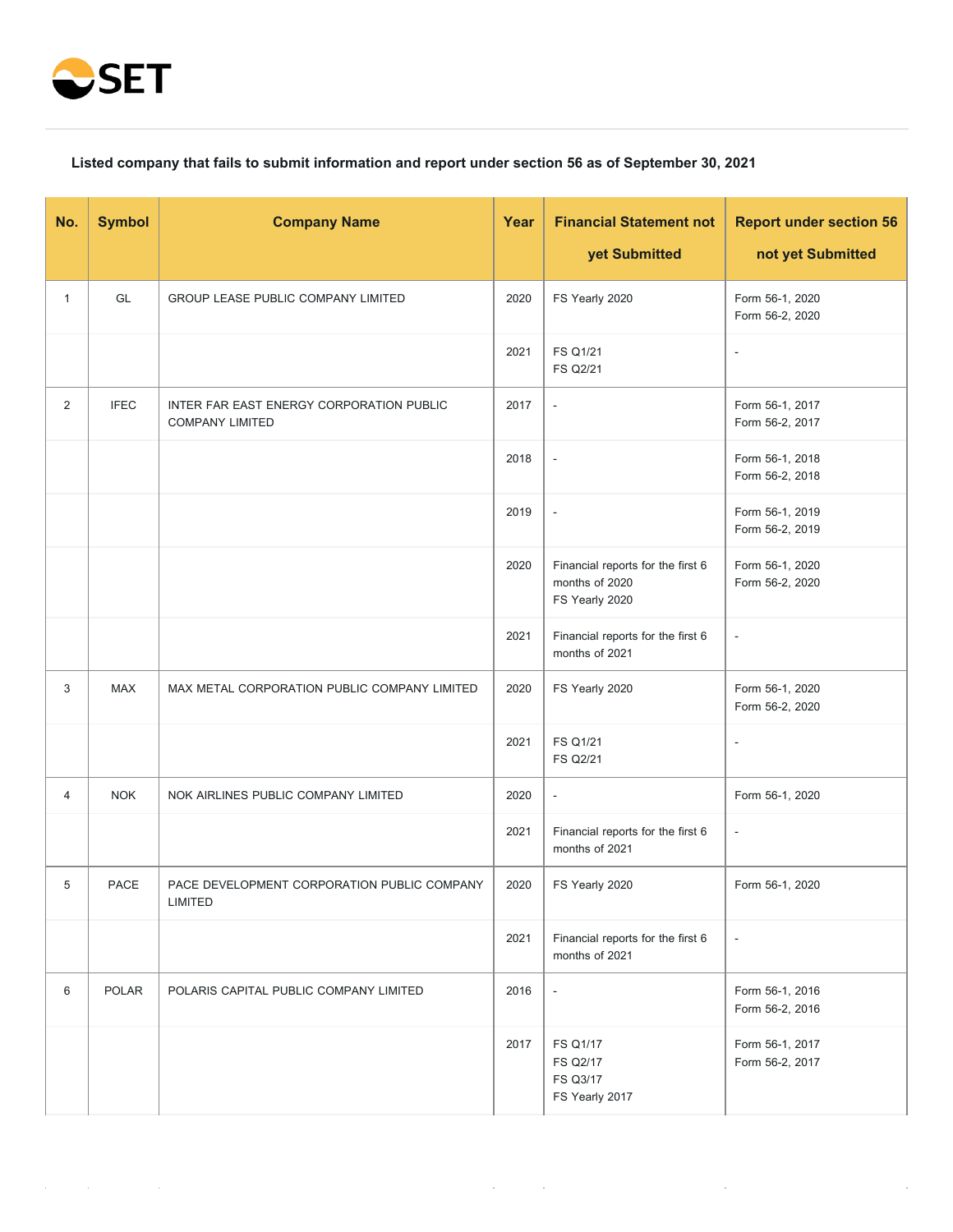SET

**Listed company that fails to submit information and report under section 56 as of September 30, 2021**

| No. | Symbol | Company Name | Year | Financial Statement not yet Submitted | Report under section 56 not yet Submitted |
|---|---|---|---|---|---|
| 1 | GL | GROUP LEASE PUBLIC COMPANY LIMITED | 2020 | FS Yearly 2020 | Form 56-1, 2020<br>Form 56-2, 2020 |
| | | | 2021 | FS Q1/21<br>FS Q2/21 | - |
| 2 | IFEC | INTER FAR EAST ENERGY CORPORATION PUBLIC COMPANY LIMITED | 2017 | - | Form 56-1, 2017<br>Form 56-2, 2017 |
| | | | 2018 | - | Form 56-1, 2018<br>Form 56-2, 2018 |
| | | | 2019 | - | Form 56-1, 2019<br>Form 56-2, 2019 |
| | | | 2020 | Financial reports for the first 6 months of 2020<br>FS Yearly 2020 | Form 56-1, 2020<br>Form 56-2, 2020 |
| | | | 2021 | Financial reports for the first 6 months of 2021 | - |
| 3 | MAX | MAX METAL CORPORATION PUBLIC COMPANY LIMITED | 2020 | FS Yearly 2020 | Form 56-1, 2020<br>Form 56-2, 2020 |
| | | | 2021 | FS Q1/21<br>FS Q2/21 | - |
| 4 | NOK | NOK AIRLINES PUBLIC COMPANY LIMITED | 2020 | - | Form 56-1, 2020 |
| | | | 2021 | Financial reports for the first 6 months of 2021 | - |
| 5 | PACE | PACE DEVELOPMENT CORPORATION PUBLIC COMPANY LIMITED | 2020 | FS Yearly 2020 | Form 56-1, 2020 |
| | | | 2021 | Financial reports for the first 6 months of 2021 | - |
| 6 | POLAR | POLARIS CAPITAL PUBLIC COMPANY LIMITED | 2016 | - | Form 56-1, 2016<br>Form 56-2, 2016 |
| | | | 2017 | FS Q1/17<br>FS Q2/17<br>FS Q3/17<br>FS Yearly 2017 | Form 56-1, 2017<br>Form 56-2, 2017 |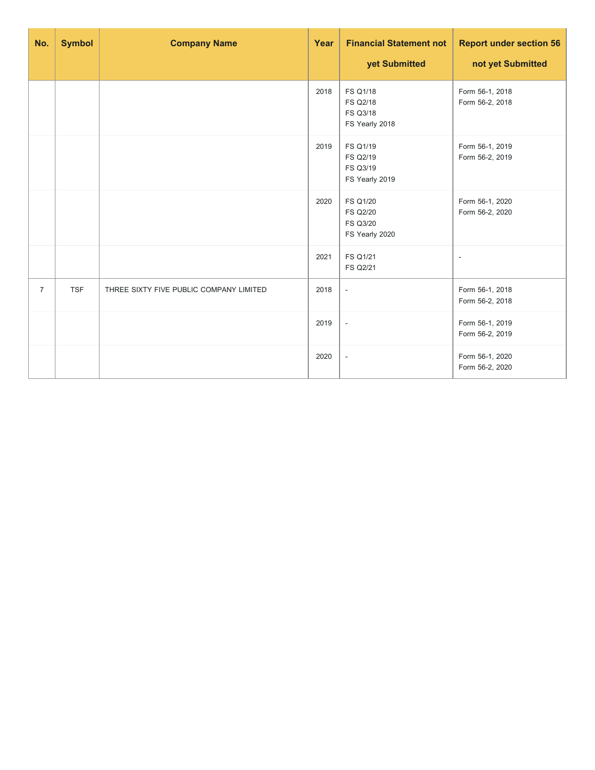| No. | Symbol | Company Name | Year | Financial Statement not yet Submitted | Report under section 56 not yet Submitted |
|---|---|---|---|---|---|
| | | | 2018 | FS Q1/18<br>FS Q2/18<br>FS Q3/18<br>FS Yearly 2018 | Form 56-1, 2018<br>Form 56-2, 2018 |
| | | | 2019 | FS Q1/19<br>FS Q2/19<br>FS Q3/19<br>FS Yearly 2019 | Form 56-1, 2019<br>Form 56-2, 2019 |
| | | | 2020 | FS Q1/20<br>FS Q2/20<br>FS Q3/20<br>FS Yearly 2020 | Form 56-1, 2020<br>Form 56-2, 2020 |
| | | | 2021 | FS Q1/21<br>FS Q2/21 | - |
| 7 | TSF | THREE SIXTY FIVE PUBLIC COMPANY LIMITED | 2018 | - | Form 56-1, 2018<br>Form 56-2, 2018 |
| | | | 2019 | - | Form 56-1, 2019<br>Form 56-2, 2019 |
| | | | 2020 | - | Form 56-1, 2020<br>Form 56-2, 2020 |